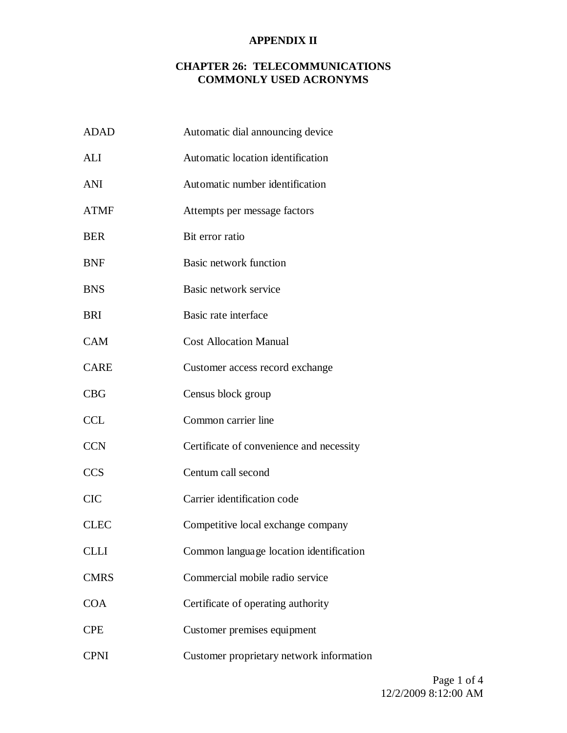# APPENDIX II

## CHAPTER 26: TELECOMMUNICATIONS COMMONLY USED ACRONYMS

| | |
|---|---|
| ADAD | Automatic dial announcing device |
| ALI | Automatic location identification |
| ANI | Automatic number identification |
| ATMF | Attempts per message factors |
| BER | Bit error ratio |
| BNF | Basic network function |
| BNS | Basic network service |
| BRI | Basic rate interface |
| CAM | Cost Allocation Manual |
| CARE | Customer access record exchange |
| CBG | Census block group |
| CCL | Common carrier line |
| CCN | Certificate of convenience and necessity |
| CCS | Centum call second |
| CIC | Carrier identification code |
| CLEC | Competitive local exchange company |
| CLLI | Common language location identification |
| CMRS | Commercial mobile radio service |
| COA | Certificate of operating authority |
| CPE | Customer premises equipment |
| CPNI | Customer proprietary network information |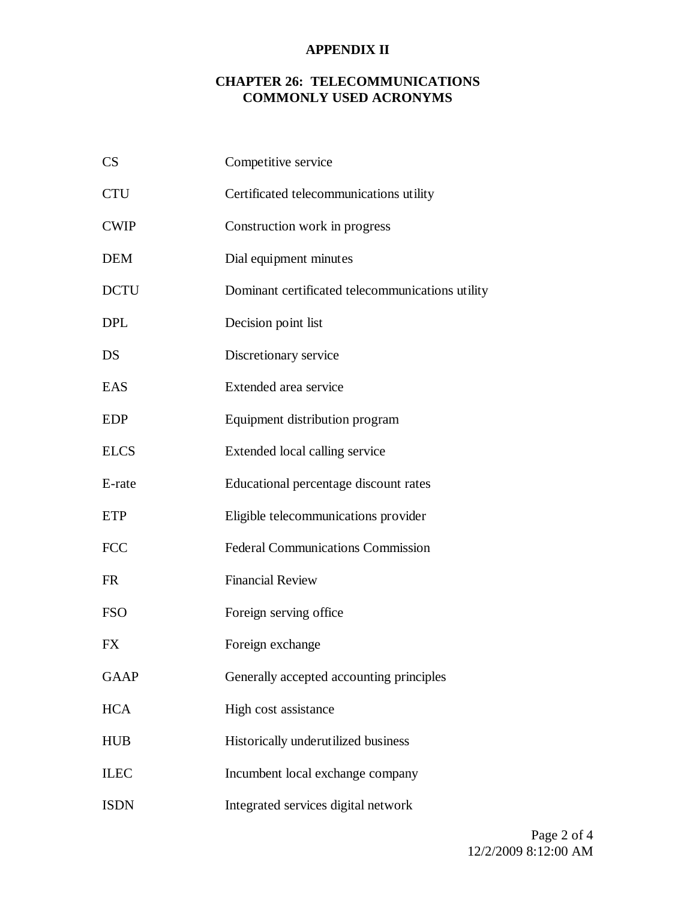**APPENDIX II**

**CHAPTER 26: TELECOMMUNICATIONS**
**COMMONLY USED ACRONYMS**

| | |
|---|---|
| CS | Competitive service |
| CTU | Certificated telecommunications utility |
| CWIP | Construction work in progress |
| DEM | Dial equipment minutes |
| DCTU | Dominant certificated telecommunications utility |
| DPL | Decision point list |
| DS | Discretionary service |
| EAS | Extended area service |
| EDP | Equipment distribution program |
| ELCS | Extended local calling service |
| E-rate | Educational percentage discount rates |
| ETP | Eligible telecommunications provider |
| FCC | Federal Communications Commission |
| FR | Financial Review |
| FSO | Foreign serving office |
| FX | Foreign exchange |
| GAAP | Generally accepted accounting principles |
| HCA | High cost assistance |
| HUB | Historically underutilized business |
| ILEC | Incumbent local exchange company |
| ISDN | Integrated services digital network |

12/2/2009 8:12:00 AM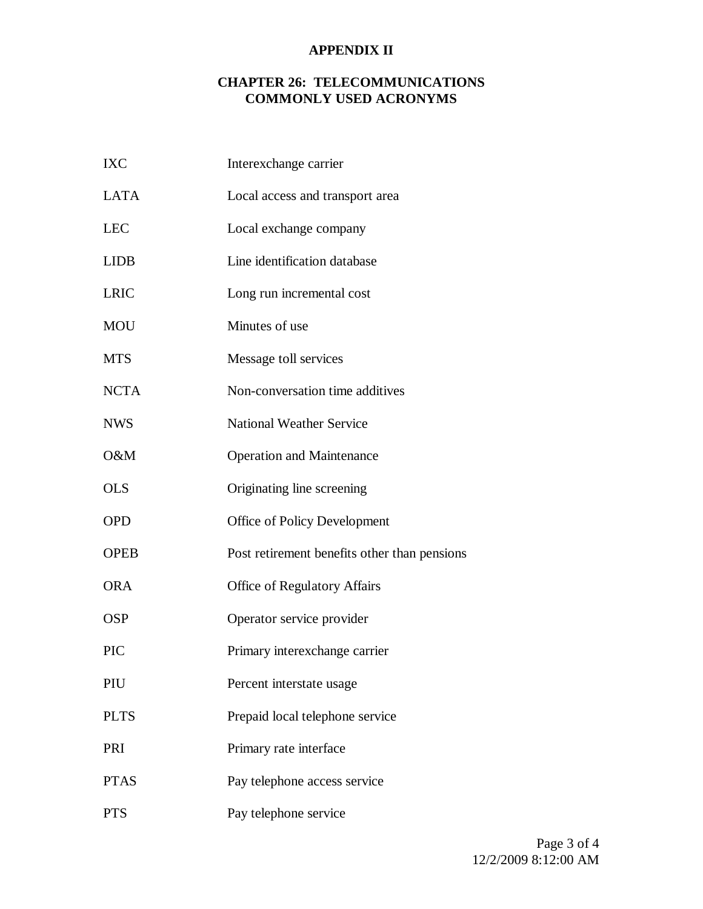**APPENDIX II**

**CHAPTER 26: TELECOMMUNICATIONS**
**COMMONLY USED ACRONYMS**

| | |
|---|---|
| IXC | Interexchange carrier |
| LATA | Local access and transport area |
| LEC | Local exchange company |
| LIDB | Line identification database |
| LRIC | Long run incremental cost |
| MOU | Minutes of use |
| MTS | Message toll services |
| NCTA | Non-conversation time additives |
| NWS | National Weather Service |
| O&M | Operation and Maintenance |
| OLS | Originating line screening |
| OPD | Office of Policy Development |
| OPEB | Post retirement benefits other than pensions |
| ORA | Office of Regulatory Affairs |
| OSP | Operator service provider |
| PIC | Primary interexchange carrier |
| PIU | Percent interstate usage |
| PLTS | Prepaid local telephone service |
| PRI | Primary rate interface |
| PTAS | Pay telephone access service |
| PTS | Pay telephone service |

12/2/2009 8:12:00 AM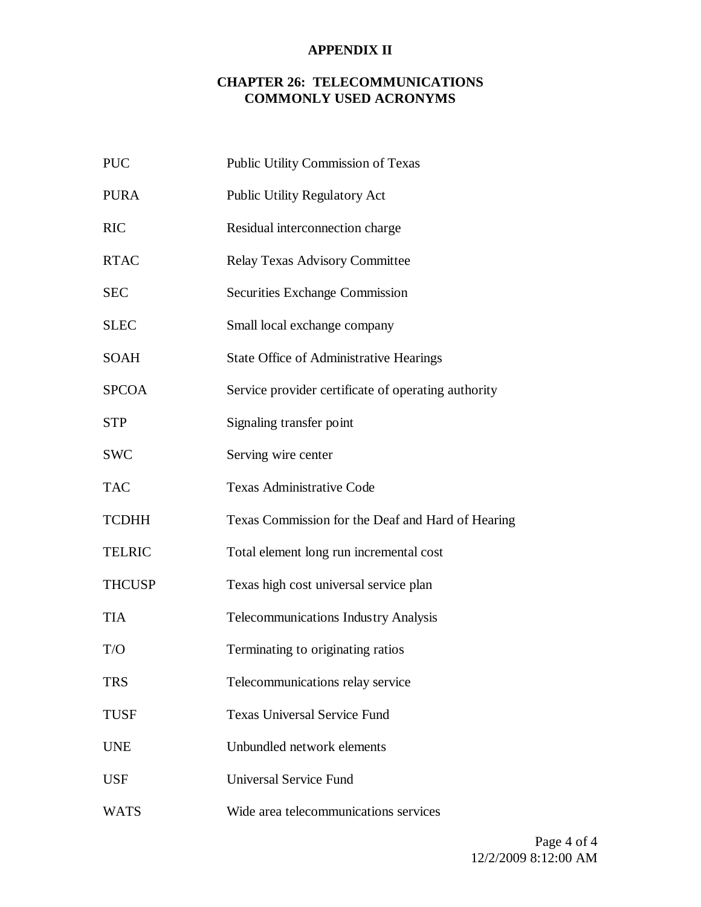**APPENDIX II**

**CHAPTER 26: TELECOMMUNICATIONS COMMONLY USED ACRONYMS**

| | |
|---|---|
| PUC | Public Utility Commission of Texas |
| PURA | Public Utility Regulatory Act |
| RIC | Residual interconnection charge |
| RTAC | Relay Texas Advisory Committee |
| SEC | Securities Exchange Commission |
| SLEC | Small local exchange company |
| SOAH | State Office of Administrative Hearings |
| SPCOA | Service provider certificate of operating authority |
| STP | Signaling transfer point |
| SWC | Serving wire center |
| TAC | Texas Administrative Code |
| TCDHH | Texas Commission for the Deaf and Hard of Hearing |
| TELRIC | Total element long run incremental cost |
| THCUSP | Texas high cost universal service plan |
| TIA | Telecommunications Industry Analysis |
| T/O | Terminating to originating ratios |
| TRS | Telecommunications relay service |
| TUSF | Texas Universal Service Fund |
| UNE | Unbundled network elements |
| USF | Universal Service Fund |
| WATS | Wide area telecommunications services |

12/2/2009 8:12:00 AM